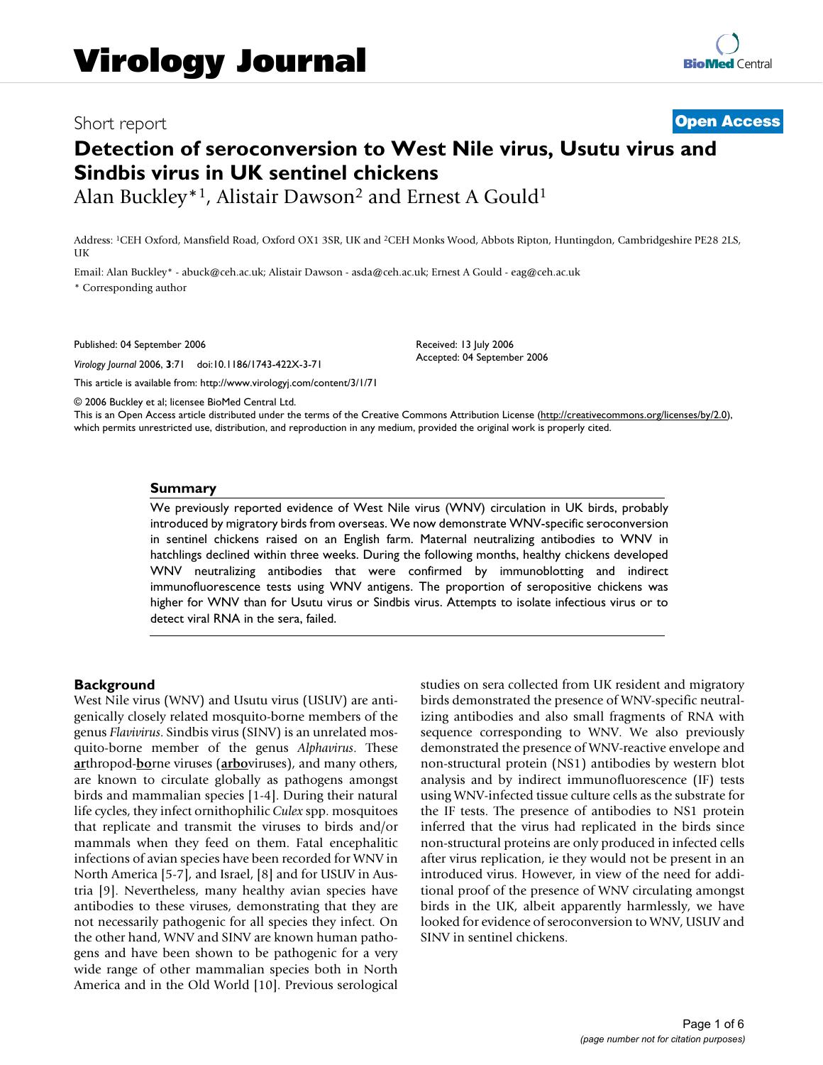# Virology Journal

Short report

**Open Access**

# Detection of seroconversion to West Nile virus, Usutu virus and Sindbis virus in UK sentinel chickens

Alan Buckley*[1], Alistair Dawson[2] and Ernest A Gould[1]

Address: [1]CEH Oxford, Mansfield Road, Oxford OX1 3SR, UK and [2]CEH Monks Wood, Abbots Ripton, Huntingdon, Cambridgeshire PE28 2LS, UK

Email: Alan Buckley* - abuck@ceh.ac.uk; Alistair Dawson - asda@ceh.ac.uk; Ernest A Gould - eag@ceh.ac.uk

* Corresponding author

Published: 04 September 2006

*Virology Journal* 2006, **3**:71 doi:10.1186/1743-422X-3-71

Received: 13 July 2006

Accepted: 04 September 2006

This article is available from: http://www.virologyj.com/content/3/1/71

© 2006 Buckley et al; licensee BioMed Central Ltd.

This is an Open Access article distributed under the terms of the Creative Commons Attribution License (http://creativecommons.org/licenses/by/2.0), which permits unrestricted use, distribution, and reproduction in any medium, provided the original work is properly cited.

## Summary

We previously reported evidence of West Nile virus (WNV) circulation in UK birds, probably introduced by migratory birds from overseas. We now demonstrate WNV-specific seroconversion in sentinel chickens raised on an English farm. Maternal neutralizing antibodies to WNV in hatchlings declined within three weeks. During the following months, healthy chickens developed WNV neutralizing antibodies that were confirmed by immunoblotting and indirect immunofluorescence tests using WNV antigens. The proportion of seropositive chickens was higher for WNV than for Usutu virus or Sindbis virus. Attempts to isolate infectious virus or to detect viral RNA in the sera, failed.

## Background

West Nile virus (WNV) and Usutu virus (USUV) are antigenically closely related mosquito-borne members of the genus *Flavivirus*. Sindbis virus (SINV) is an unrelated mosquito-borne member of the genus *Alphavirus*. These **ar**thropod-**bo**rne viruses (**arbo**viruses), and many others, are known to circulate globally as pathogens amongst birds and mammalian species [1-4]. During their natural life cycles, they infect ornithophilic *Culex* spp. mosquitoes that replicate and transmit the viruses to birds and/or mammals when they feed on them. Fatal encephalitic infections of avian species have been recorded for WNV in North America [5-7], and Israel, [8] and for USUV in Austria [9]. Nevertheless, many healthy avian species have antibodies to these viruses, demonstrating that they are not necessarily pathogenic for all species they infect. On the other hand, WNV and SINV are known human pathogens and have been shown to be pathogenic for a very wide range of other mammalian species both in North America and in the Old World [10]. Previous serological studies on sera collected from UK resident and migratory birds demonstrated the presence of WNV-specific neutralizing antibodies and also small fragments of RNA with sequence corresponding to WNV. We also previously demonstrated the presence of WNV-reactive envelope and non-structural protein (NS1) antibodies by western blot analysis and by indirect immunofluorescence (IF) tests using WNV-infected tissue culture cells as the substrate for the IF tests. The presence of antibodies to NS1 protein inferred that the virus had replicated in the birds since non-structural proteins are only produced in infected cells after virus replication, ie they would not be present in an introduced virus. However, in view of the need for additional proof of the presence of WNV circulating amongst birds in the UK, albeit apparently harmlessly, we have looked for evidence of seroconversion to WNV, USUV and SINV in sentinel chickens.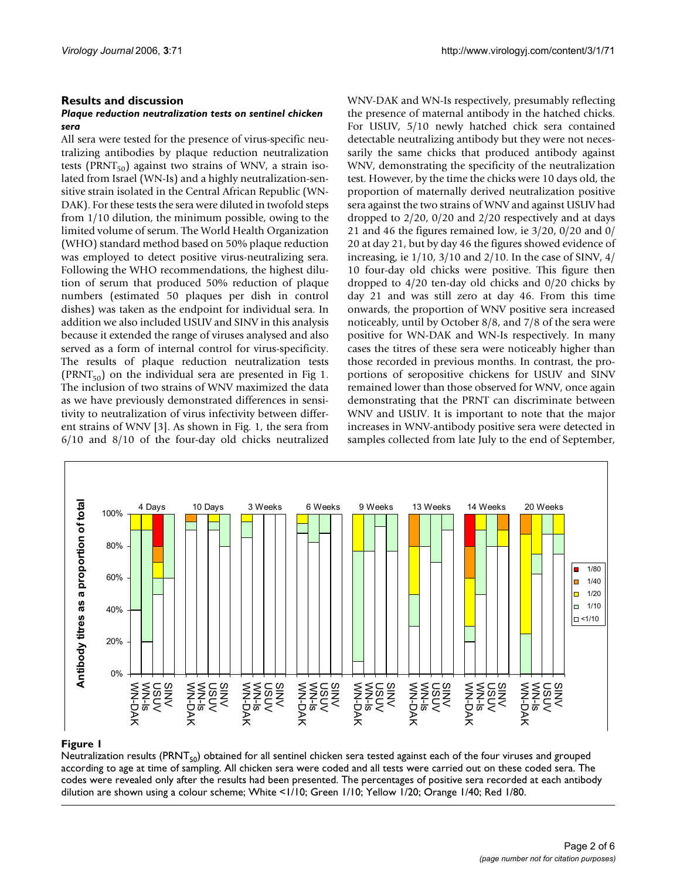## Results and discussion

### *Plaque reduction neutralization tests on sentinel chicken sera*

All sera were tested for the presence of virus-specific neutralizing antibodies by plaque reduction neutralization tests ($PRNT_{50}$) against two strains of WNV, a strain isolated from Israel (WN-Is) and a highly neutralization-sensitive strain isolated in the Central African Republic (WN-DAK). For these tests the sera were diluted in twofold steps from 1/10 dilution, the minimum possible, owing to the limited volume of serum. The World Health Organization (WHO) standard method based on 50% plaque reduction was employed to detect positive virus-neutralizing sera. Following the WHO recommendations, the highest dilution of serum that produced 50% reduction of plaque numbers (estimated 50 plaques per dish in control dishes) was taken as the endpoint for individual sera. In addition we also included USUV and SINV in this analysis because it extended the range of viruses analysed and also served as a form of internal control for virus-specificity. The results of plaque reduction neutralization tests ($PRNT_{50}$) on the individual sera are presented in Fig 1. The inclusion of two strains of WNV maximized the data as we have previously demonstrated differences in sensitivity to neutralization of virus infectivity between different strains of WNV [3]. As shown in Fig. 1, the sera from 6/10 and 8/10 of the four-day old chicks neutralized WNV-DAK and WN-Is respectively, presumably reflecting the presence of maternal antibody in the hatched chicks. For USUV, 5/10 newly hatched chick sera contained detectable neutralizing antibody but they were not necessarily the same chicks that produced antibody against WNV, demonstrating the specificity of the neutralization test. However, by the time the chicks were 10 days old, the proportion of maternally derived neutralization positive sera against the two strains of WNV and against USUV had dropped to 2/20, 0/20 and 2/20 respectively and at days 21 and 46 the figures remained low, ie 3/20, 0/20 and 0/20 at day 21, but by day 46 the figures showed evidence of increasing, ie 1/10, 3/10 and 2/10. In the case of SINV, 4/10 four-day old chicks were positive. This figure then dropped to 4/20 ten-day old chicks and 0/20 chicks by day 21 and was still zero at day 46. From this time onwards, the proportion of WNV positive sera increased noticeably, until by October 8/8, and 7/8 of the sera were positive for WN-DAK and WN-Is respectively. In many cases the titres of these sera were noticeably higher than those recorded in previous months. In contrast, the proportions of seropositive chickens for USUV and SINV remained lower than those observed for WNV, once again demonstrating that the PRNT can discriminate between WNV and USUV. It is important to note that the major increases in WNV-antibody positive sera were detected in samples collected from late July to the end of September,

**Figure 1**

Neutralization results ($PRNT_{50}$) obtained for all sentinel chicken sera tested against each of the four viruses and grouped according to age at time of sampling. All chicken sera were coded and all tests were carried out on these coded sera. The codes were revealed only after the results had been presented. The percentages of positive sera recorded at each antibody dilution are shown using a colour scheme; White <1/10; Green 1/10; Yellow 1/20; Orange 1/40; Red 1/80.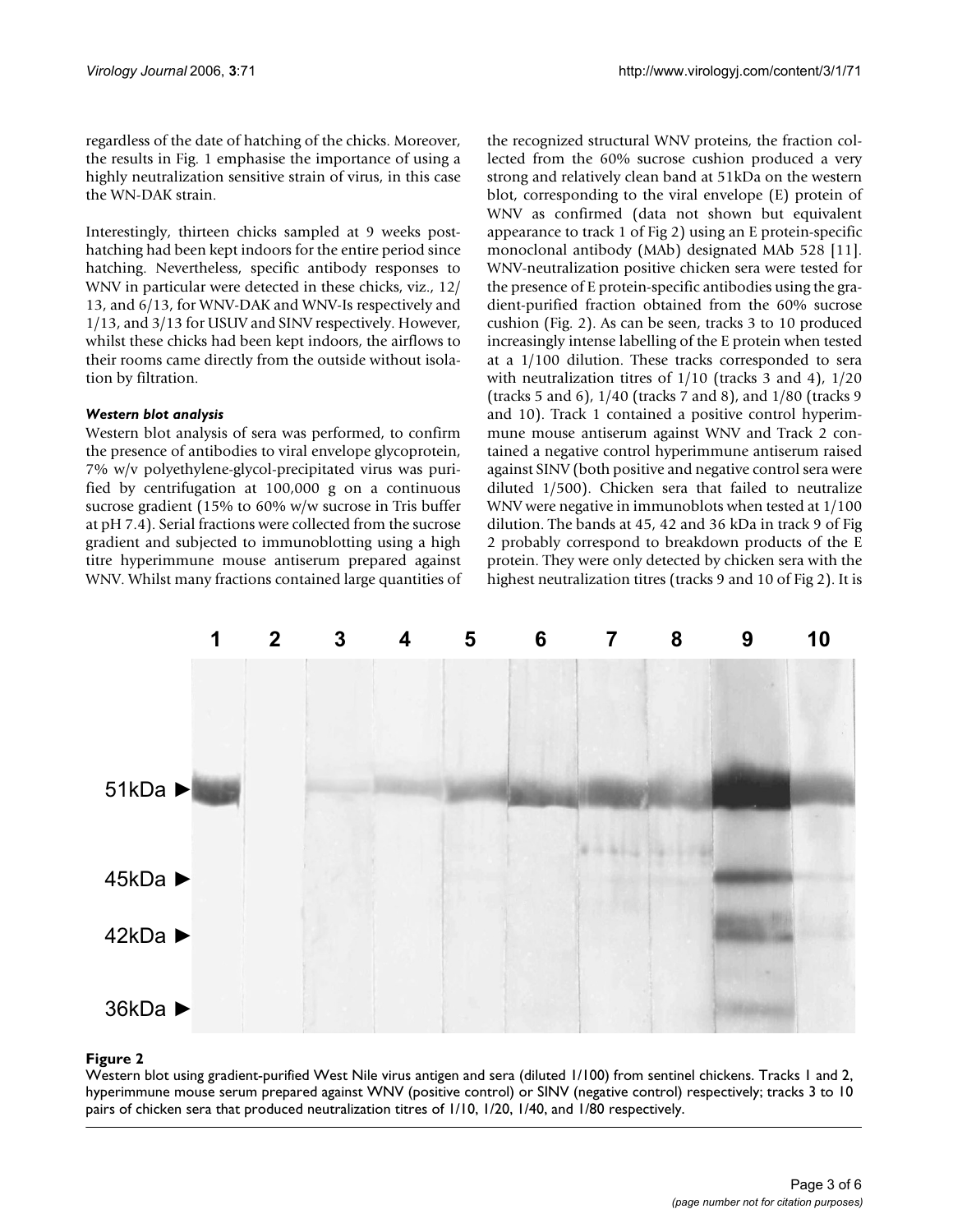regardless of the date of hatching of the chicks. Moreover, the results in Fig. 1 emphasise the importance of using a highly neutralization sensitive strain of virus, in this case the WN-DAK strain.

Interestingly, thirteen chicks sampled at 9 weeks post-hatching had been kept indoors for the entire period since hatching. Nevertheless, specific antibody responses to WNV in particular were detected in these chicks, viz., 12/13, and 6/13, for WNV-DAK and WNV-Is respectively and 1/13, and 3/13 for USUV and SINV respectively. However, whilst these chicks had been kept indoors, the airflows to their rooms came directly from the outside without isolation by filtration.

#### *Western blot analysis*

Western blot analysis of sera was performed, to confirm the presence of antibodies to viral envelope glycoprotein, 7% w/v polyethylene-glycol-precipitated virus was purified by centrifugation at 100,000 g on a continuous sucrose gradient (15% to 60% w/w sucrose in Tris buffer at pH 7.4). Serial fractions were collected from the sucrose gradient and subjected to immunoblotting using a high titre hyperimmune mouse antiserum prepared against WNV. Whilst many fractions contained large quantities of the recognized structural WNV proteins, the fraction collected from the 60% sucrose cushion produced a very strong and relatively clean band at 51kDa on the western blot, corresponding to the viral envelope (E) protein of WNV as confirmed (data not shown but equivalent appearance to track 1 of Fig 2) using an E protein-specific monoclonal antibody (MAb) designated MAb 528 [11]. WNV-neutralization positive chicken sera were tested for the presence of E protein-specific antibodies using the gradient-purified fraction obtained from the 60% sucrose cushion (Fig. 2). As can be seen, tracks 3 to 10 produced increasingly intense labelling of the E protein when tested at a 1/100 dilution. These tracks corresponded to sera with neutralization titres of 1/10 (tracks 3 and 4), 1/20 (tracks 5 and 6), 1/40 (tracks 7 and 8), and 1/80 (tracks 9 and 10). Track 1 contained a positive control hyperimmune mouse antiserum against WNV and Track 2 contained a negative control hyperimmune antiserum raised against SINV (both positive and negative control sera were diluted 1/500). Chicken sera that failed to neutralize WNV were negative in immunoblots when tested at 1/100 dilution. The bands at 45, 42 and 36 kDa in track 9 of Fig 2 probably correspond to breakdown products of the E protein. They were only detected by chicken sera with the highest neutralization titres (tracks 9 and 10 of Fig 2). It is

**Figure 2**

Western blot using gradient-purified West Nile virus antigen and sera (diluted 1/100) from sentinel chickens. Tracks 1 and 2, hyperimmune mouse serum prepared against WNV (positive control) or SINV (negative control) respectively; tracks 3 to 10 pairs of chicken sera that produced neutralization titres of 1/10, 1/20, 1/40, and 1/80 respectively.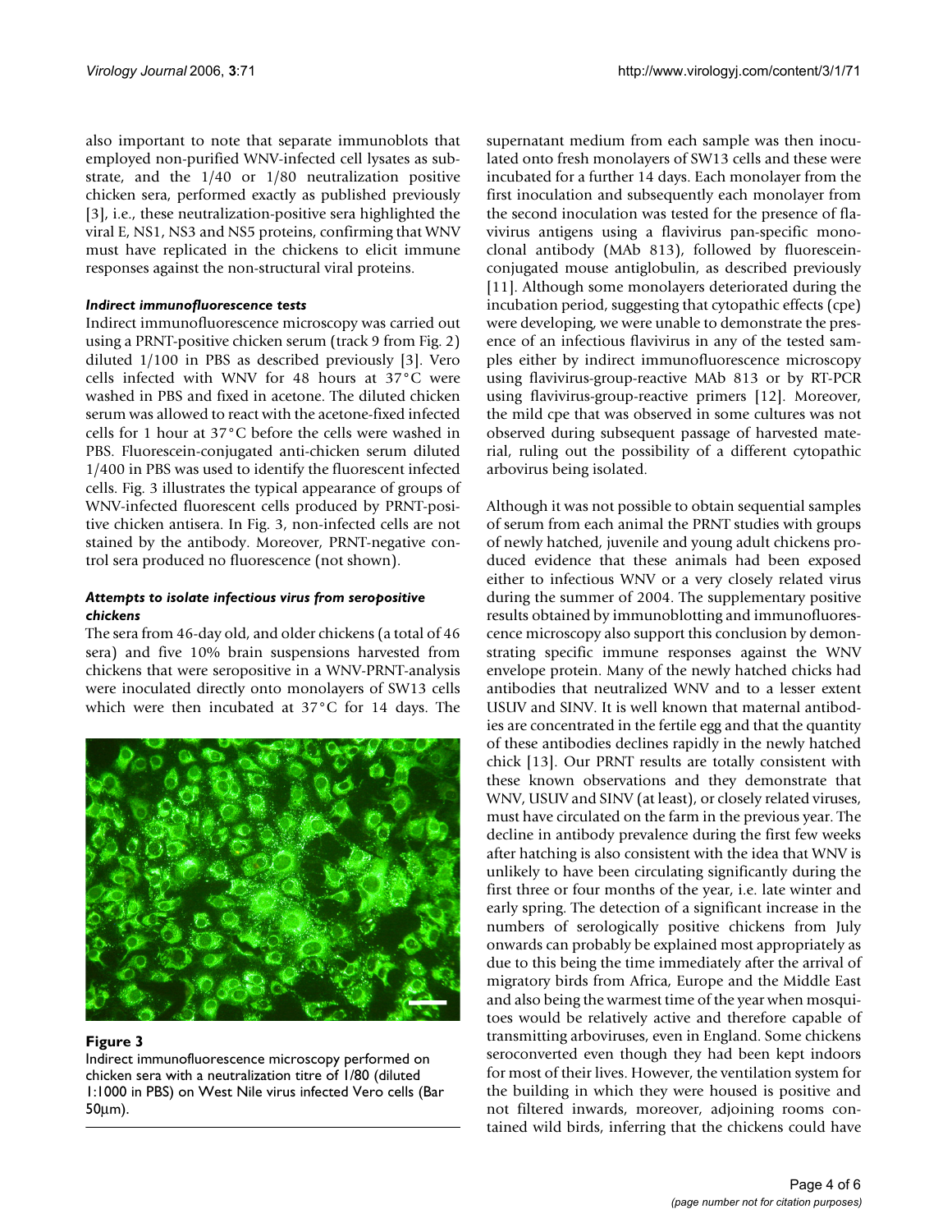also important to note that separate immunoblots that employed non-purified WNV-infected cell lysates as substrate, and the 1/40 or 1/80 neutralization positive chicken sera, performed exactly as published previously [3], i.e., these neutralization-positive sera highlighted the viral E, NS1, NS3 and NS5 proteins, confirming that WNV must have replicated in the chickens to elicit immune responses against the non-structural viral proteins.

### *Indirect immunofluorescence tests*

Indirect immunofluorescence microscopy was carried out using a PRNT-positive chicken serum (track 9 from Fig. 2) diluted 1/100 in PBS as described previously [3]. Vero cells infected with WNV for 48 hours at 37°C were washed in PBS and fixed in acetone. The diluted chicken serum was allowed to react with the acetone-fixed infected cells for 1 hour at 37°C before the cells were washed in PBS. Fluorescein-conjugated anti-chicken serum diluted 1/400 in PBS was used to identify the fluorescent infected cells. Fig. 3 illustrates the typical appearance of groups of WNV-infected fluorescent cells produced by PRNT-positive chicken antisera. In Fig. 3, non-infected cells are not stained by the antibody. Moreover, PRNT-negative control sera produced no fluorescence (not shown).

### *Attempts to isolate infectious virus from seropositive chickens*

The sera from 46-day old, and older chickens (a total of 46 sera) and five 10% brain suspensions harvested from chickens that were seropositive in a WNV-PRNT-analysis were inoculated directly onto monolayers of SW13 cells which were then incubated at 37°C for 14 days. The

**Figure 3**

Indirect immunofluorescence microscopy performed on chicken sera with a neutralization titre of 1/80 (diluted 1:1000 in PBS) on West Nile virus infected Vero cells (Bar 50μm).

supernatant medium from each sample was then inoculated onto fresh monolayers of SW13 cells and these were incubated for a further 14 days. Each monolayer from the first inoculation and subsequently each monolayer from the second inoculation was tested for the presence of flavivirus antigens using a flavivirus pan-specific monoclonal antibody (MAb 813), followed by fluorescein-conjugated mouse antiglobulin, as described previously [11]. Although some monolayers deteriorated during the incubation period, suggesting that cytopathic effects (cpe) were developing, we were unable to demonstrate the presence of an infectious flavivirus in any of the tested samples either by indirect immunofluorescence microscopy using flavivirus-group-reactive MAb 813 or by RT-PCR using flavivirus-group-reactive primers [12]. Moreover, the mild cpe that was observed in some cultures was not observed during subsequent passage of harvested material, ruling out the possibility of a different cytopathic arbovirus being isolated.

Although it was not possible to obtain sequential samples of serum from each animal the PRNT studies with groups of newly hatched, juvenile and young adult chickens produced evidence that these animals had been exposed either to infectious WNV or a very closely related virus during the summer of 2004. The supplementary positive results obtained by immunoblotting and immunofluorescence microscopy also support this conclusion by demonstrating specific immune responses against the WNV envelope protein. Many of the newly hatched chicks had antibodies that neutralized WNV and to a lesser extent USUV and SINV. It is well known that maternal antibodies are concentrated in the fertile egg and that the quantity of these antibodies declines rapidly in the newly hatched chick [13]. Our PRNT results are totally consistent with these known observations and they demonstrate that WNV, USUV and SINV (at least), or closely related viruses, must have circulated on the farm in the previous year. The decline in antibody prevalence during the first few weeks after hatching is also consistent with the idea that WNV is unlikely to have been circulating significantly during the first three or four months of the year, i.e. late winter and early spring. The detection of a significant increase in the numbers of serologically positive chickens from July onwards can probably be explained most appropriately as due to this being the time immediately after the arrival of migratory birds from Africa, Europe and the Middle East and also being the warmest time of the year when mosquitoes would be relatively active and therefore capable of transmitting arboviruses, even in England. Some chickens seroconverted even though they had been kept indoors for most of their lives. However, the ventilation system for the building in which they were housed is positive and not filtered inwards, moreover, adjoining rooms contained wild birds, inferring that the chickens could have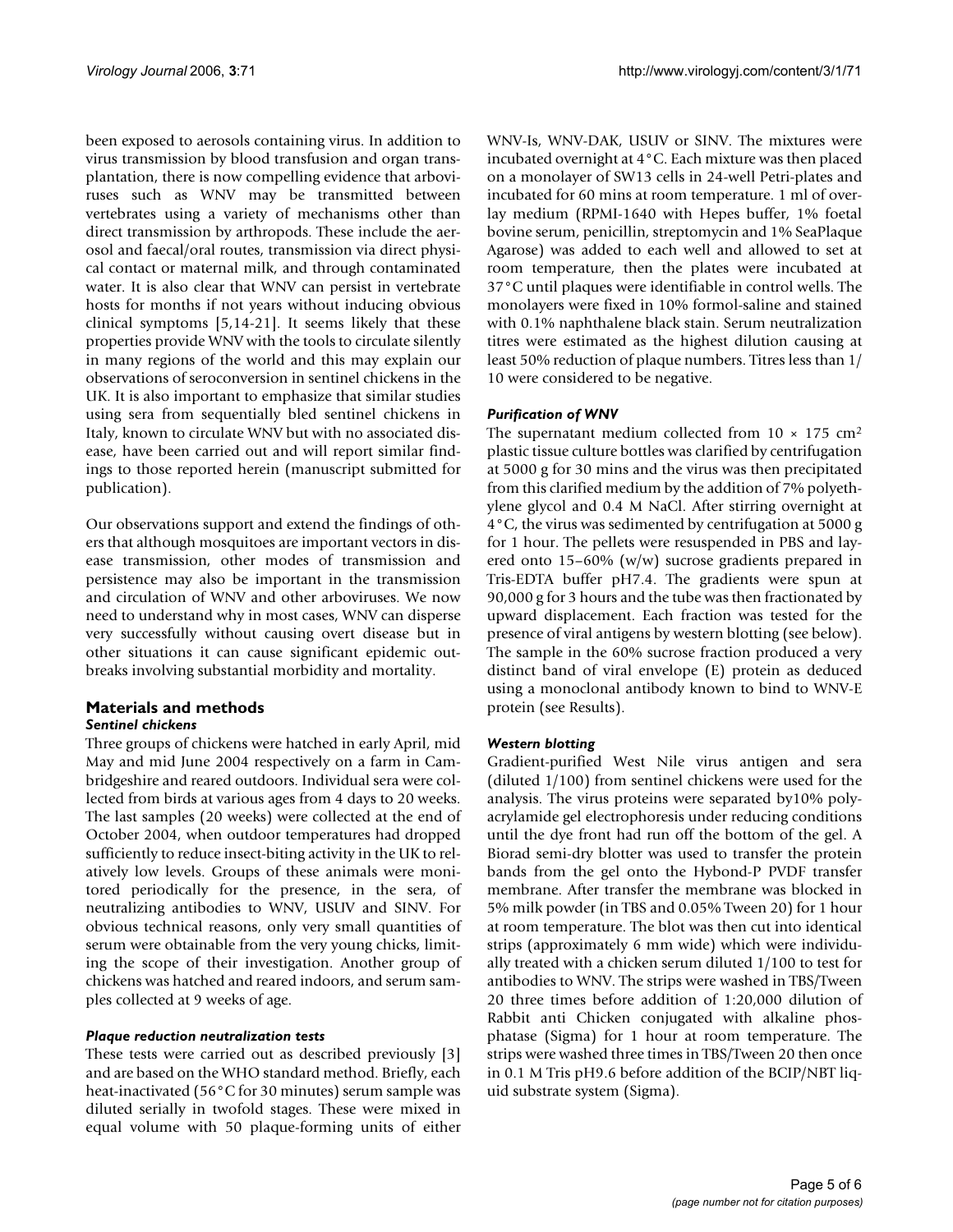been exposed to aerosols containing virus. In addition to virus transmission by blood transfusion and organ transplantation, there is now compelling evidence that arboviruses such as WNV may be transmitted between vertebrates using a variety of mechanisms other than direct transmission by arthropods. These include the aerosol and faecal/oral routes, transmission via direct physical contact or maternal milk, and through contaminated water. It is also clear that WNV can persist in vertebrate hosts for months if not years without inducing obvious clinical symptoms [5,14-21]. It seems likely that these properties provide WNV with the tools to circulate silently in many regions of the world and this may explain our observations of seroconversion in sentinel chickens in the UK. It is also important to emphasize that similar studies using sera from sequentially bled sentinel chickens in Italy, known to circulate WNV but with no associated disease, have been carried out and will report similar findings to those reported herein (manuscript submitted for publication).

Our observations support and extend the findings of others that although mosquitoes are important vectors in disease transmission, other modes of transmission and persistence may also be important in the transmission and circulation of WNV and other arboviruses. We now need to understand why in most cases, WNV can disperse very successfully without causing overt disease but in other situations it can cause significant epidemic outbreaks involving substantial morbidity and mortality.

## Materials and methods

### *Sentinel chickens*

Three groups of chickens were hatched in early April, mid May and mid June 2004 respectively on a farm in Cambridgeshire and reared outdoors. Individual sera were collected from birds at various ages from 4 days to 20 weeks. The last samples (20 weeks) were collected at the end of October 2004, when outdoor temperatures had dropped sufficiently to reduce insect-biting activity in the UK to relatively low levels. Groups of these animals were monitored periodically for the presence, in the sera, of neutralizing antibodies to WNV, USUV and SINV. For obvious technical reasons, only very small quantities of serum were obtainable from the very young chicks, limiting the scope of their investigation. Another group of chickens was hatched and reared indoors, and serum samples collected at 9 weeks of age.

### *Plaque reduction neutralization tests*

These tests were carried out as described previously [3] and are based on the WHO standard method. Briefly, each heat-inactivated (56°C for 30 minutes) serum sample was diluted serially in twofold stages. These were mixed in equal volume with 50 plaque-forming units of either WNV-Is, WNV-DAK, USUV or SINV. The mixtures were incubated overnight at 4°C. Each mixture was then placed on a monolayer of SW13 cells in 24-well Petri-plates and incubated for 60 mins at room temperature. 1 ml of overlay medium (RPMI-1640 with Hepes buffer, 1% foetal bovine serum, penicillin, streptomycin and 1% SeaPlaque Agarose) was added to each well and allowed to set at room temperature, then the plates were incubated at 37°C until plaques were identifiable in control wells. The monolayers were fixed in 10% formol-saline and stained with 0.1% naphthalene black stain. Serum neutralization titres were estimated as the highest dilution causing at least 50% reduction of plaque numbers. Titres less than 1/10 were considered to be negative.

### *Purification of WNV*

The supernatant medium collected from 10 × 175 $cm^2$ plastic tissue culture bottles was clarified by centrifugation at 5000 g for 30 mins and the virus was then precipitated from this clarified medium by the addition of 7% polyethylene glycol and 0.4 M NaCl. After stirring overnight at 4°C, the virus was sedimented by centrifugation at 5000 g for 1 hour. The pellets were resuspended in PBS and layered onto 15–60% (w/w) sucrose gradients prepared in Tris-EDTA buffer pH7.4. The gradients were spun at 90,000 g for 3 hours and the tube was then fractionated by upward displacement. Each fraction was tested for the presence of viral antigens by western blotting (see below). The sample in the 60% sucrose fraction produced a very distinct band of viral envelope (E) protein as deduced using a monoclonal antibody known to bind to WNV-E protein (see Results).

### *Western blotting*

Gradient-purified West Nile virus antigen and sera (diluted 1/100) from sentinel chickens were used for the analysis. The virus proteins were separated by10% polyacrylamide gel electrophoresis under reducing conditions until the dye front had run off the bottom of the gel. A Biorad semi-dry blotter was used to transfer the protein bands from the gel onto the Hybond-P PVDF transfer membrane. After transfer the membrane was blocked in 5% milk powder (in TBS and 0.05% Tween 20) for 1 hour at room temperature. The blot was then cut into identical strips (approximately 6 mm wide) which were individually treated with a chicken serum diluted 1/100 to test for antibodies to WNV. The strips were washed in TBS/Tween 20 three times before addition of 1:20,000 dilution of Rabbit anti Chicken conjugated with alkaline phosphatase (Sigma) for 1 hour at room temperature. The strips were washed three times in TBS/Tween 20 then once in 0.1 M Tris pH9.6 before addition of the BCIP/NBT liquid substrate system (Sigma).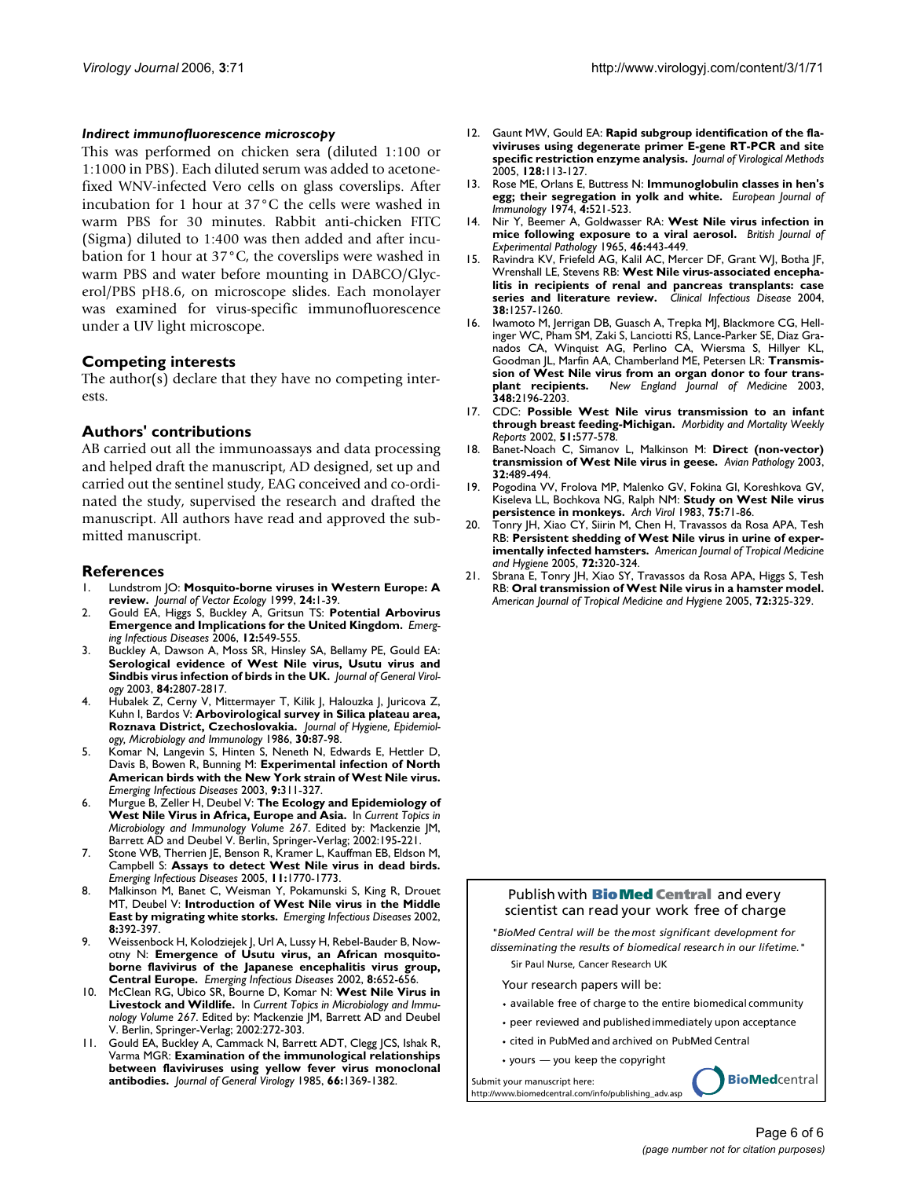### *Indirect immunofluorescence microscopy*

This was performed on chicken sera (diluted 1:100 or 1:1000 in PBS). Each diluted serum was added to acetone-fixed WNV-infected Vero cells on glass coverslips. After incubation for 1 hour at 37°C the cells were washed in warm PBS for 30 minutes. Rabbit anti-chicken FITC (Sigma) diluted to 1:400 was then added and after incubation for 1 hour at 37°C, the coverslips were washed in warm PBS and water before mounting in DABCO/Glycerol/PBS pH8.6, on microscope slides. Each monolayer was examined for virus-specific immunofluorescence under a UV light microscope.

## Competing interests

The author(s) declare that they have no competing interests.

## Authors' contributions

AB carried out all the immunoassays and data processing and helped draft the manuscript, AD designed, set up and carried out the sentinel study, EAG conceived and co-ordinated the study, supervised the research and drafted the manuscript. All authors have read and approved the submitted manuscript.

## References

1. Lundstrom JO: **Mosquito-borne viruses in Western Europe: A review.** *Journal of Vector Ecology* 1999, **24:**1-39.
2. Gould EA, Higgs S, Buckley A, Gritsun TS: **Potential Arbovirus Emergence and Implications for the United Kingdom.** *Emerging Infectious Diseases* 2006, **12:**549-555.
3. Buckley A, Dawson A, Moss SR, Hinsley SA, Bellamy PE, Gould EA: **Serological evidence of West Nile virus, Usutu virus and Sindbis virus infection of birds in the UK.** *Journal of General Virology* 2003, **84:**2807-2817.
4. Hubalek Z, Cerny V, Mittermayer T, Kilik J, Halouzka J, Juricova Z, Kuhn I, Bardos V: **Arbovirological survey in Silica plateau area, Roznava District, Czechoslovakia.** *Journal of Hygiene, Epidemiology, Microbiology and Immunology* 1986, **30:**87-98.
5. Komar N, Langevin S, Hinten S, Neneth N, Edwards E, Hettler D, Davis B, Bowen R, Bunning M: **Experimental infection of North American birds with the New York strain of West Nile virus.** *Emerging Infectious Diseases* 2003, **9:**311-327.
6. Murgue B, Zeller H, Deubel V: **The Ecology and Epidemiology of West Nile Virus in Africa, Europe and Asia.** In *Current Topics in Microbiology and Immunology Volume 267*. Edited by: Mackenzie JM, Barrett AD and Deubel V. Berlin, Springer-Verlag; 2002:195-221.
7. Stone WB, Therrien JE, Benson R, Kramer L, Kauffman EB, Eldson M, Campbell S: **Assays to detect West Nile virus in dead birds.** *Emerging Infectious Diseases* 2005, **11:**1770-1773.
8. Malkinson M, Banet C, Weisman Y, Pokamunski S, King R, Drouet MT, Deubel V: **Introduction of West Nile virus in the Middle East by migrating white storks.** *Emerging Infectious Diseases* 2002, **8:**392-397.
9. Weissenbock H, Kolodziejek J, Url A, Lussy H, Rebel-Bauder B, Nowotny N: **Emergence of Usutu virus, an African mosquito-borne flavivirus of the Japanese encephalitis virus group, Central Europe.** *Emerging Infectious Diseases* 2002, **8:**652-656.
10. McClean RG, Ubico SR, Bourne D, Komar N: **West Nile Virus in Livestock and Wildlife.** In *Current Topics in Microbiology and Immunology Volume 267*. Edited by: Mackenzie JM, Barrett AD and Deubel V. Berlin, Springer-Verlag; 2002:272-303.
11. Gould EA, Buckley A, Cammack N, Barrett ADT, Clegg JCS, Ishak R, Varma MGR: **Examination of the immunological relationships between flaviviruses using yellow fever virus monoclonal antibodies.** *Journal of General Virology* 1985, **66:**1369-1382.
12. Gaunt MW, Gould EA: **Rapid subgroup identification of the flaviviruses using degenerate primer E-gene RT-PCR and site specific restriction enzyme analysis.** *Journal of Virological Methods* 2005, **128:**113-127.
13. Rose ME, Orlans E, Buttress N: **Immunoglobulin classes in hen's egg; their segregation in yolk and white.** *European Journal of Immunology* 1974, **4:**521-523.
14. Nir Y, Beemer A, Goldwasser RA: **West Nile virus infection in mice following exposure to a viral aerosol.** *British Journal of Experimental Pathology* 1965, **46:**443-449.
15. Ravindra KV, Friefeld AG, Kalil AC, Mercer DF, Grant WJ, Botha JF, Wrenshall LE, Stevens RB: **West Nile virus-associated encephalitis in recipients of renal and pancreas transplants: case series and literature review.** *Clinical Infectious Disease* 2004, **38:**1257-1260.
16. Iwamoto M, Jerrigan DB, Guasch A, Trepka MJ, Blackmore CG, Hellinger WC, Pham SM, Zaki S, Lanciotti RS, Lance-Parker SE, Diaz Granados CA, Winquist AG, Perlino CA, Wiersma S, Hillyer KL, Goodman JL, Marfin AA, Chamberland ME, Petersen LR: **Transmission of West Nile virus from an organ donor to four transplant recipients.** *New England Journal of Medicine* 2003, **348:**2196-2203.
17. CDC: **Possible West Nile virus transmission to an infant through breast feeding-Michigan.** *Morbidity and Mortality Weekly Reports* 2002, **51:**577-578.
18. Banet-Noach C, Simanov L, Malkinson M: **Direct (non-vector) transmission of West Nile virus in geese.** *Avian Pathology* 2003, **32:**489-494.
19. Pogodina VV, Frolova MP, Malenko GV, Fokina GI, Koreshkova GV, Kiseleva LL, Bochkova NG, Ralph NM: **Study on West Nile virus persistence in monkeys.** *Arch Virol* 1983, **75:**71-86.
20. Tonry JH, Xiao CY, Siirin M, Chen H, Travassos da Rosa APA, Tesh RB: **Persistent shedding of West Nile virus in urine of experimentally infected hamsters.** *American Journal of Tropical Medicine and Hygiene* 2005, **72:**320-324.
21. Sbrana E, Tonry JH, Xiao SY, Travassos da Rosa APA, Higgs S, Tesh RB: **Oral transmission of West Nile virus in a hamster model.** *American Journal of Tropical Medicine and Hygiene* 2005, **72:**325-329.

Publish with **BioMed Central** and every scientist can read your work free of charge

*"BioMed Central will be the most significant development for disseminating the results of biomedical research in our lifetime."*
Sir Paul Nurse, Cancer Research UK

Your research papers will be:

- available free of charge to the entire biomedical community
- peer reviewed and published immediately upon acceptance
- cited in PubMed and archived on PubMed Central
- yours — you keep the copyright

Submit your manuscript here:
http://www.biomedcentral.com/info/publishing_adv.asp

BioMedcentral